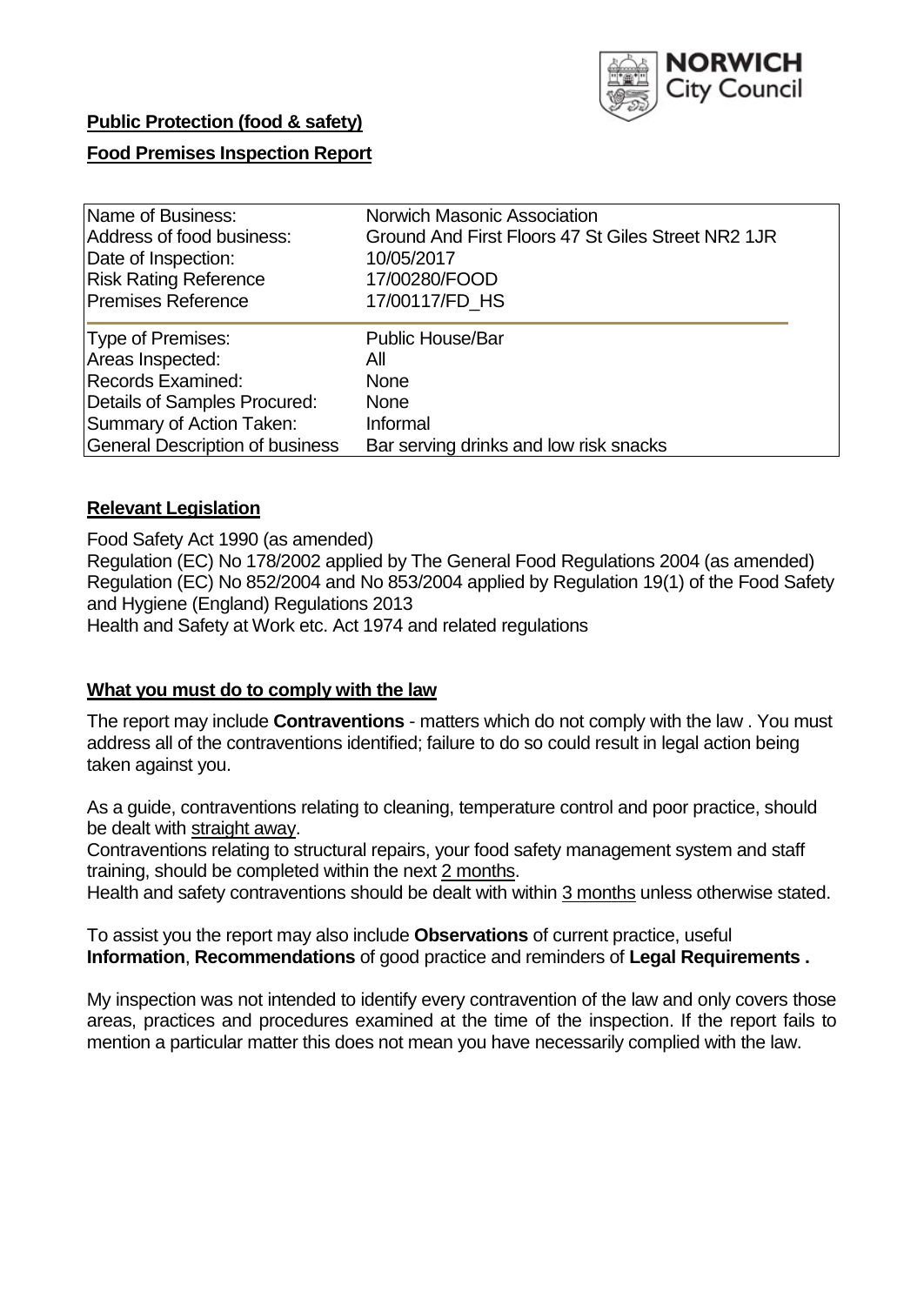NORWICH City Council

**Public Protection (food & safety)**

**Food Premises Inspection Report**

| | |
|---|---|
| Name of Business: | Norwich Masonic Association |
| Address of food business: | Ground And First Floors 47 St Giles Street NR2 1JR |
| Date of Inspection: | 10/05/2017 |
| Risk Rating Reference | 17/00280/FOOD |
| Premises Reference | 17/00117/FD_HS |
| Type of Premises: | Public House/Bar |
| Areas Inspected: | All |
| Records Examined: | None |
| Details of Samples Procured: | None |
| Summary of Action Taken: | Informal |
| General Description of business | Bar serving drinks and low risk snacks |

## Relevant Legislation

Food Safety Act 1990 (as amended)
Regulation (EC) No 178/2002 applied by The General Food Regulations 2004 (as amended)
Regulation (EC) No 852/2004 and No 853/2004 applied by Regulation 19(1) of the Food Safety and Hygiene (England) Regulations 2013
Health and Safety at Work etc. Act 1974 and related regulations

## What you must do to comply with the law

The report may include **Contraventions** - matters which do not comply with the law . You must address all of the contraventions identified; failure to do so could result in legal action being taken against you.

As a guide, contraventions relating to cleaning, temperature control and poor practice, should be dealt with straight away.
Contraventions relating to structural repairs, your food safety management system and staff training, should be completed within the next 2 months.
Health and safety contraventions should be dealt with within 3 months unless otherwise stated.

To assist you the report may also include **Observations** of current practice, useful **Information**, **Recommendations** of good practice and reminders of **Legal Requirements .**

My inspection was not intended to identify every contravention of the law and only covers those areas, practices and procedures examined at the time of the inspection. If the report fails to mention a particular matter this does not mean you have necessarily complied with the law.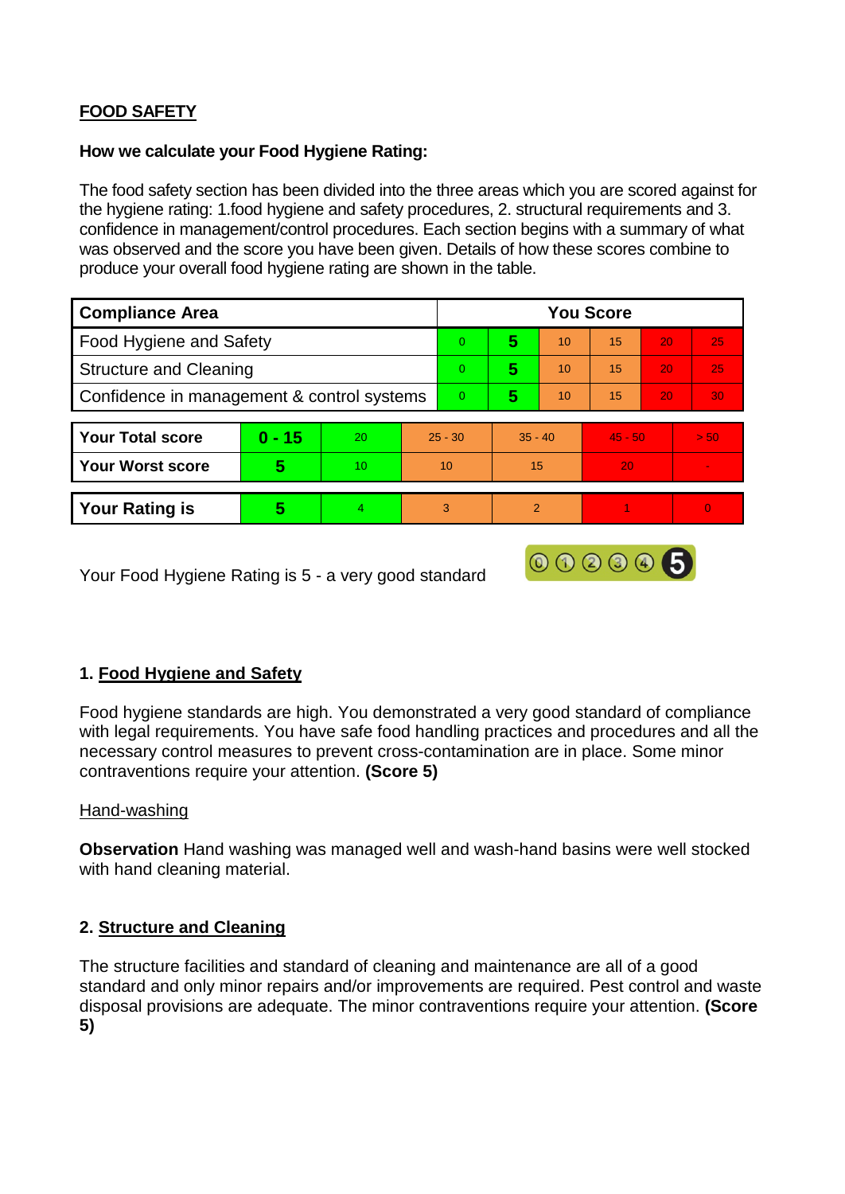## FOOD SAFETY

**How we calculate your Food Hygiene Rating:**

The food safety section has been divided into the three areas which you are scored against for the hygiene rating: 1.food hygiene and safety procedures, 2. structural requirements and 3. confidence in management/control procedures. Each section begins with a summary of what was observed and the score you have been given. Details of how these scores combine to produce your overall food hygiene rating are shown in the table.

| Compliance Area | You Score | | | | | |
|---|---|---|---|---|---|---|
| Food Hygiene and Safety | 0 | **5** | 10 | 15 | 20 | 25 |
| Structure and Cleaning | 0 | **5** | 10 | 15 | 20 | 25 |
| Confidence in management & control systems | 0 | **5** | 10 | 15 | 20 | 30 |

| | | | | | | |
|---|---|---|---|---|---|---|
| **Your Total score** | **0 - 15** | 20 | 25 - 30 | 35 - 40 | 45 - 50 | > 50 |
| **Your Worst score** | **5** | 10 | 10 | 15 | 20 | - |

| | | | | | | |
|---|---|---|---|---|---|---|
| **Your Rating is** | **5** | 4 | 3 | 2 | 1 | 0 |

Your Food Hygiene Rating is 5 - a very good standard

### 1. Food Hygiene and Safety

Food hygiene standards are high. You demonstrated a very good standard of compliance with legal requirements. You have safe food handling practices and procedures and all the necessary control measures to prevent cross-contamination are in place. Some minor contraventions require your attention. **(Score 5)**

Hand-washing

**Observation** Hand washing was managed well and wash-hand basins were well stocked with hand cleaning material.

### 2. Structure and Cleaning

The structure facilities and standard of cleaning and maintenance are all of a good standard and only minor repairs and/or improvements are required. Pest control and waste disposal provisions are adequate. The minor contraventions require your attention. **(Score 5)**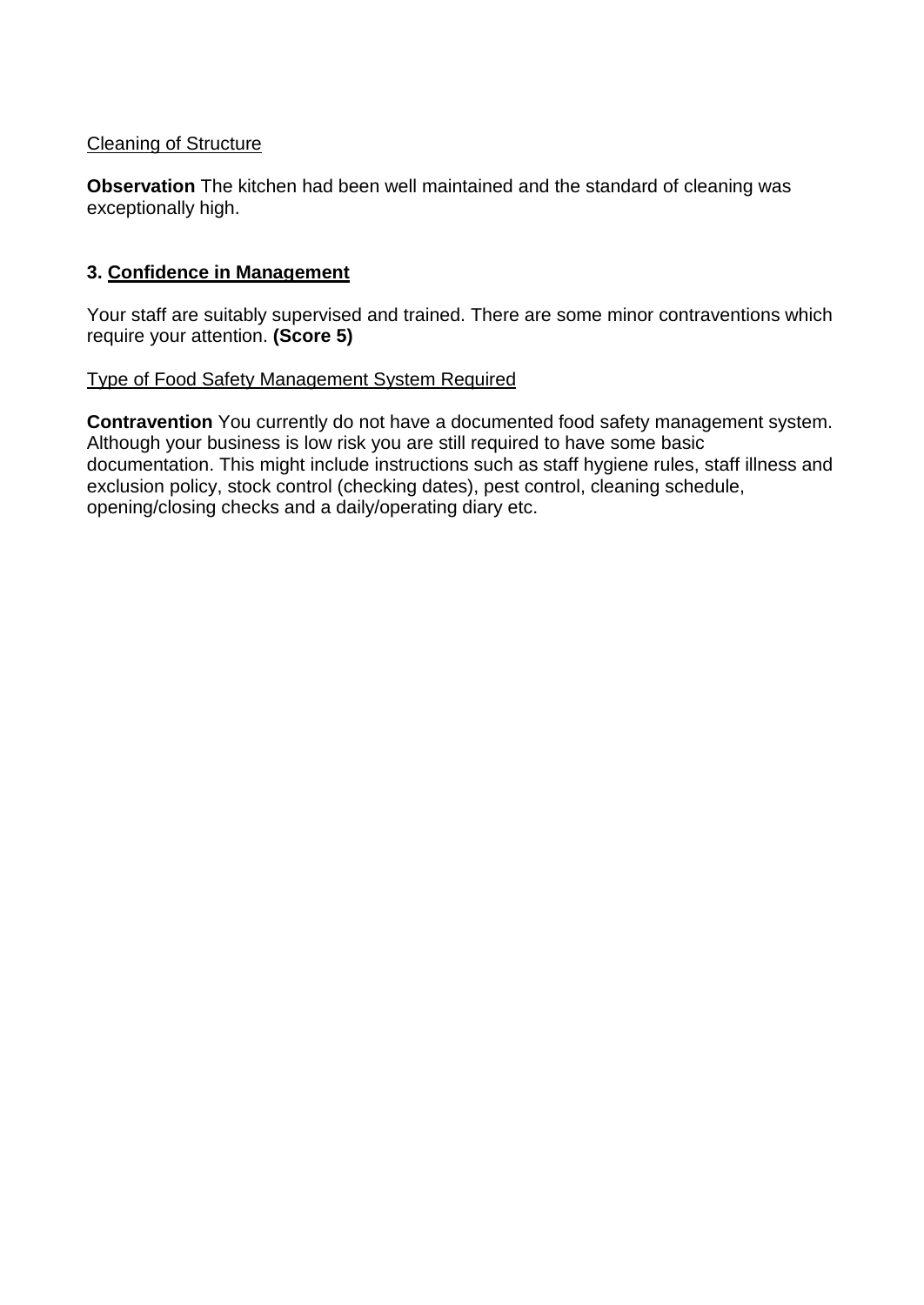Cleaning of Structure

**Observation** The kitchen had been well maintained and the standard of cleaning was exceptionally high.

### 3. Confidence in Management

Your staff are suitably supervised and trained. There are some minor contraventions which require your attention. **(Score 5)**

Type of Food Safety Management System Required

**Contravention** You currently do not have a documented food safety management system. Although your business is low risk you are still required to have some basic documentation. This might include instructions such as staff hygiene rules, staff illness and exclusion policy, stock control (checking dates), pest control, cleaning schedule, opening/closing checks and a daily/operating diary etc.